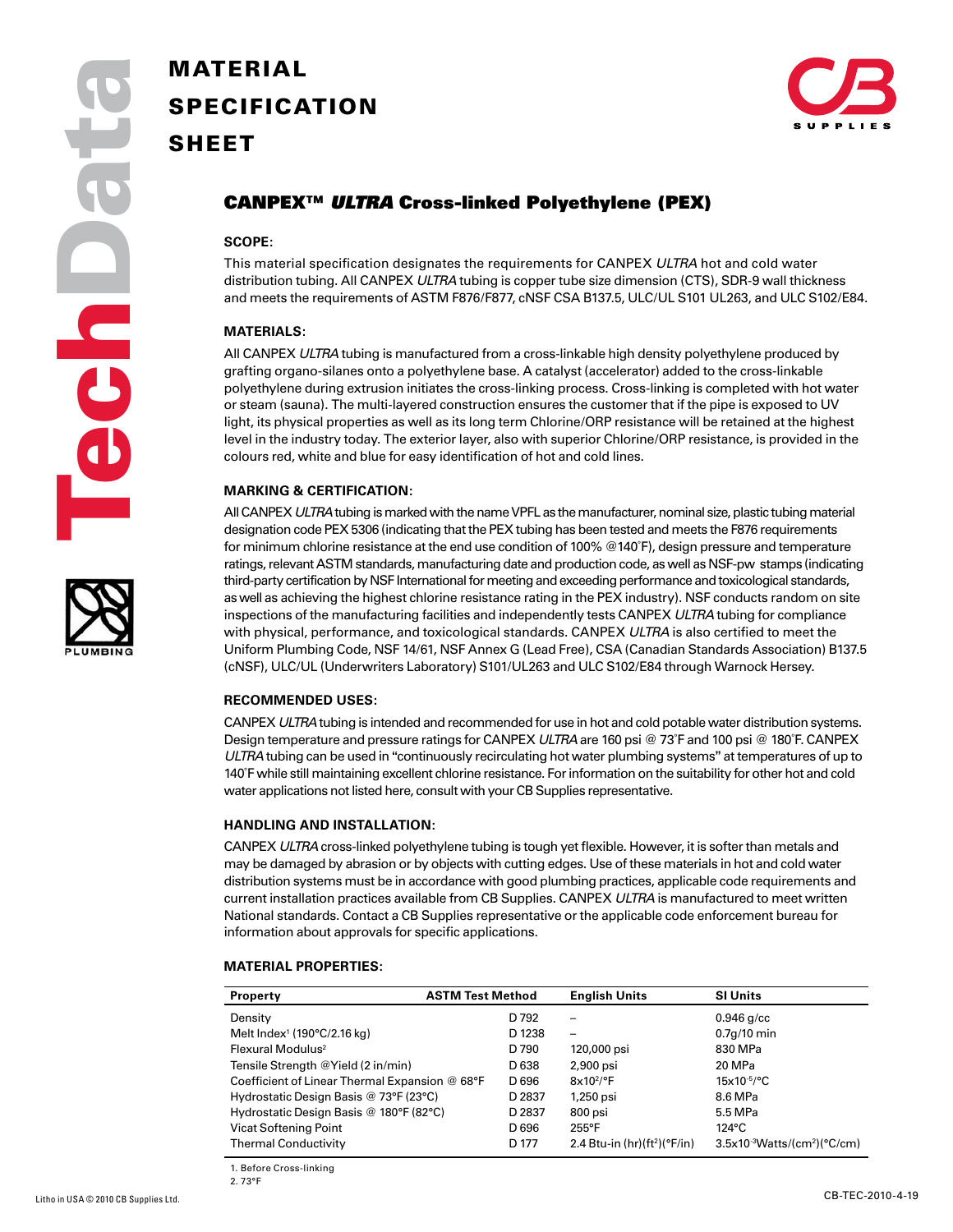# MATERIAL SPECIFICATION SHEET

## CANPEX™ *ULTRA* Cross-linked Polyethylene (PEX)

### SCOPE:

This material specification designates the requirements for CANPEX *ULTRA* hot and cold water distribution tubing. All CANPEX *ULTRA* tubing is copper tube size dimension (CTS), SDR-9 wall thickness and meets the requirements of ASTM F876/F877, cNSF CSA B137.5, ULC/UL S101 UL263, and ULC S102/E84.

### MATERIALS:

All CANPEX *ULTRA* tubing is manufactured from a cross-linkable high density polyethylene produced by grafting organo-silanes onto a polyethylene base. A catalyst (accelerator) added to the cross-linkable polyethylene during extrusion initiates the cross-linking process. Cross-linking is completed with hot water or steam (sauna). The multi-layered construction ensures the customer that if the pipe is exposed to UV light, its physical properties as well as its long term Chlorine/ORP resistance will be retained at the highest level in the industry today. The exterior layer, also with superior Chlorine/ORP resistance, is provided in the colours red, white and blue for easy identification of hot and cold lines.

### MARKING & CERTIFICATION:

All CANPEX *ULTRA* tubing is marked with the name VPFL as the manufacturer, nominal size, plastic tubing material designation code PEX 5306 (indicating that the PEX tubing has been tested and meets the F876 requirements for minimum chlorine resistance at the end use condition of 100% @140˚F), design pressure and temperature ratings, relevant ASTM standards, manufacturing date and production code, as well as NSF-pw stamps (indicating third-party certification by NSF International for meeting and exceeding performance and toxicological standards, as well as achieving the highest chlorine resistance rating in the PEX industry). NSF conducts random on site inspections of the manufacturing facilities and independently tests CANPEX *ULTRA* tubing for compliance with physical, performance, and toxicological standards. CANPEX *ULTRA* is also certified to meet the Uniform Plumbing Code, NSF 14/61, NSF Annex G (Lead Free), CSA (Canadian Standards Association) B137.5 (cNSF), ULC/UL (Underwriters Laboratory) S101/UL263 and ULC S102/E84 through Warnock Hersey.

### RECOMMENDED USES:

CANPEX *ULTRA* tubing is intended and recommended for use in hot and cold potable water distribution systems. Design temperature and pressure ratings for CANPEX *ULTRA* are 160 psi @ 73˚F and 100 psi @ 180˚F. CANPEX *ULTRA* tubing can be used in "continuously recirculating hot water plumbing systems" at temperatures of up to 140˚F while still maintaining excellent chlorine resistance. For information on the suitability for other hot and cold water applications not listed here, consult with your CB Supplies representative.

### HANDLING AND INSTALLATION:

CANPEX *ULTRA* cross-linked polyethylene tubing is tough yet flexible. However, it is softer than metals and may be damaged by abrasion or by objects with cutting edges. Use of these materials in hot and cold water distribution systems must be in accordance with good plumbing practices, applicable code requirements and current installation practices available from CB Supplies. CANPEX *ULTRA* is manufactured to meet written National standards. Contact a CB Supplies representative or the applicable code enforcement bureau for information about approvals for specific applications.

### MATERIAL PROPERTIES:

| Property | ASTM Test Method | English Units | SI Units |
|---|---|---|---|
| Density | D 792 | – | 0.946 g/cc |
| Melt Index[1] (190°C/2.16 kg) | D 1238 | – | 0.7g/10 min |
| Flexural Modulus[2] | D 790 | 120,000 psi | 830 MPa |
| Tensile Strength @Yield (2 in/min) | D 638 | 2,900 psi | 20 MPa |
| Coefficient of Linear Thermal Expansion @ 68°F | D 696 | $8x10^{2}$/°F | $15x10^{-5}$/°C |
| Hydrostatic Design Basis @ 73°F (23°C) | D 2837 | 1,250 psi | 8.6 MPa |
| Hydrostatic Design Basis @ 180°F (82°C) | D 2837 | 800 psi | 5.5 MPa |
| Vicat Softening Point | D 696 | 255°F | 124°C |
| Thermal Conductivity | D 177 | 2.4 Btu-in (hr)(ft$^2$)(°F/in) | $3.5x10^{-3}$Watts/(cm$^2$)(°C/cm) |

1. Before Cross-linking
2. 73°F

Litho in USA © 2010 CB Supplies Ltd.

CB-TEC-2010-4-19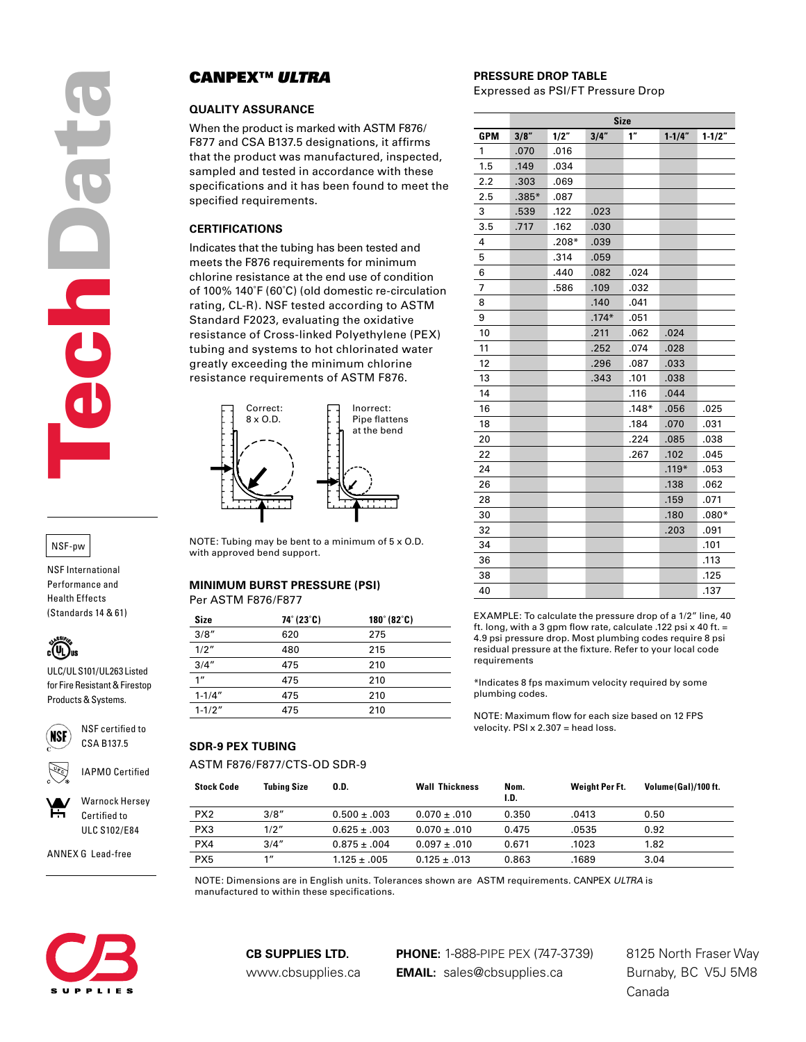# CANPEX™ *ULTRA*

### QUALITY ASSURANCE

When the product is marked with ASTM F876/F877 and CSA B137.5 designations, it affirms that the product was manufactured, inspected, sampled and tested in accordance with these specifications and it has been found to meet the specified requirements.

### CERTIFICATIONS

Indicates that the tubing has been tested and meets the F876 requirements for minimum chlorine resistance at the end use of condition of 100% 140˚F (60˚C) (old domestic re-circulation rating, CL-R). NSF tested according to ASTM Standard F2023, evaluating the oxidative resistance of Cross-linked Polyethylene (PEX) tubing and systems to hot chlorinated water greatly exceeding the minimum chlorine resistance requirements of ASTM F876.

Correct: 8 x O.D.

Inorrect: Pipe flattens at the bend

NOTE: Tubing may be bent to a minimum of 5 x O.D. with approved bend support.

### MINIMUM BURST PRESSURE (PSI)

Per ASTM F876/F877

| Size | 74˚ (23˚C) | 180˚ (82˚C) |
|---|---|---|
| 3/8″ | 620 | 275 |
| 1/2″ | 480 | 215 |
| 3/4″ | 475 | 210 |
| 1″ | 475 | 210 |
| 1-1/4″ | 475 | 210 |
| 1-1/2″ | 475 | 210 |

### PRESSURE DROP TABLE

Expressed as PSI/FT Pressure Drop

| | Size | | | | | |
|---|---|---|---|---|---|---|
| GPM | 3/8″ | 1/2″ | 3/4″ | 1″ | 1-1/4″ | 1-1/2″ |
| 1 | .070 | .016 | | | | |
| 1.5 | .149 | .034 | | | | |
| 2.2 | .303 | .069 | | | | |
| 2.5 | .385* | .087 | | | | |
| 3 | .539 | .122 | .023 | | | |
| 3.5 | .717 | .162 | .030 | | | |
| 4 | | .208* | .039 | | | |
| 5 | | .314 | .059 | | | |
| 6 | | .440 | .082 | .024 | | |
| 7 | | .586 | .109 | .032 | | |
| 8 | | | .140 | .041 | | |
| 9 | | | .174* | .051 | | |
| 10 | | | .211 | .062 | .024 | |
| 11 | | | .252 | .074 | .028 | |
| 12 | | | .296 | .087 | .033 | |
| 13 | | | .343 | .101 | .038 | |
| 14 | | | | .116 | .044 | |
| 16 | | | | .148* | .056 | .025 |
| 18 | | | | .184 | .070 | .031 |
| 20 | | | | .224 | .085 | .038 |
| 22 | | | | .267 | .102 | .045 |
| 24 | | | | | .119* | .053 |
| 26 | | | | | .138 | .062 |
| 28 | | | | | .159 | .071 |
| 30 | | | | | .180 | .080* |
| 32 | | | | | .203 | .091 |
| 34 | | | | | | .101 |
| 36 | | | | | | .113 |
| 38 | | | | | | .125 |
| 40 | | | | | | .137 |

EXAMPLE: To calculate the pressure drop of a 1/2″ line, 40 ft. long, with a 3 gpm flow rate, calculate .122 psi x 40 ft. = 4.9 psi pressure drop. Most plumbing codes require 8 psi residual pressure at the fixture. Refer to your local code requirements

*Indicates 8 fps maximum velocity required by some plumbing codes.

NOTE: Maximum flow for each size based on 12 FPS velocity. PSI x 2.307 = head loss.

### SDR-9 PEX TUBING

ASTM F876/F877/CTS-OD SDR-9

| Stock Code | Tubing Size | O.D. | Wall Thickness | Nom. I.D. | Weight Per Ft. | Volume(Gal)/100 ft. |
|---|---|---|---|---|---|---|
| PX2 | 3/8″ | 0.500 ± .003 | 0.070 ± .010 | 0.350 | .0413 | 0.50 |
| PX3 | 1/2″ | 0.625 ± .003 | 0.070 ± .010 | 0.475 | .0535 | 0.92 |
| PX4 | 3/4″ | 0.875 ± .004 | 0.097 ± .010 | 0.671 | .1023 | 1.82 |
| PX5 | 1″ | 1.125 ± .005 | 0.125 ± .013 | 0.863 | .1689 | 3.04 |

NOTE: Dimensions are in English units. Tolerances shown are ASTM requirements. CANPEX *ULTRA* is manufactured to within these specifications.

NSF-pw

NSF International Performance and Health Effects (Standards 14 & 61)

ULC/UL S101/UL263 Listed for Fire Resistant & Firestop Products & Systems.

NSF certified to CSA B137.5

IAPMO Certified

Warnock Hersey Certified to ULC S102/E84

ANNEX G Lead-free

**CB SUPPLIES LTD.**
www.cbsupplies.ca

**PHONE:** 1-888-PIPE PEX (747-3739)
**EMAIL:** sales@cbsupplies.ca

8125 North Fraser Way
Burnaby, BC V5J 5M8
Canada